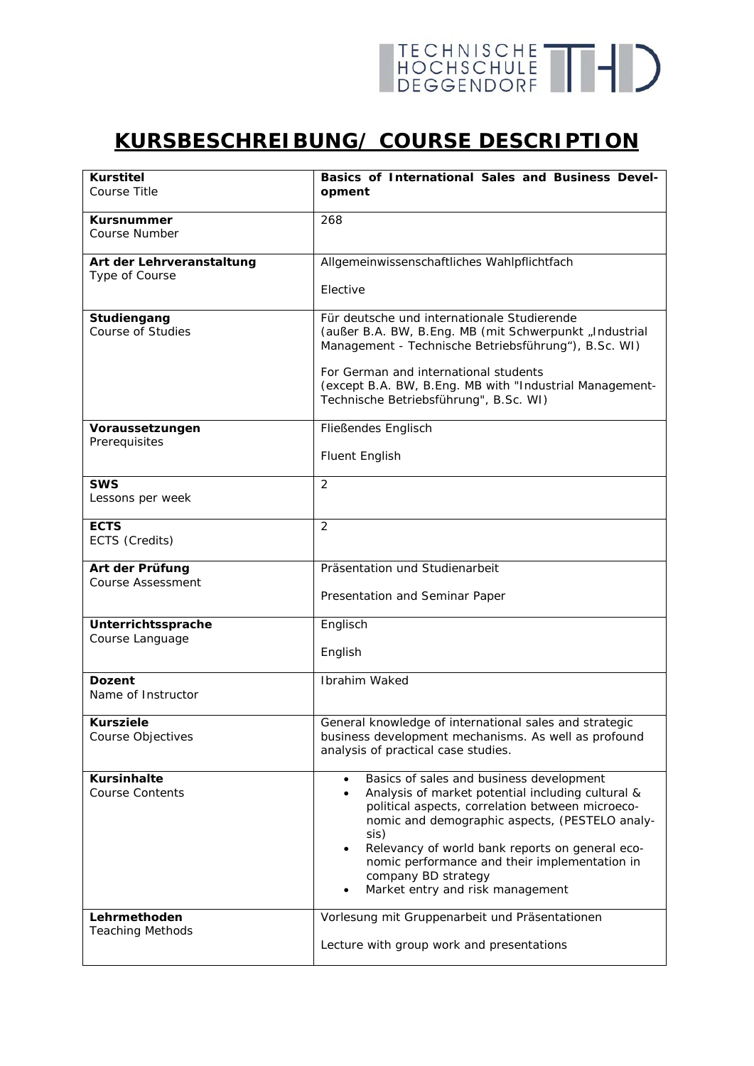# KURSBESCHREIBUNG/ COURSE DESCRIPTION

| | |
|---|---|
| **Kurstitel**<br>Course Title | **Basics of International Sales and Business Development** |
| **Kursnummer**<br>Course Number | 268 |
| **Art der Lehrveranstaltung**<br>Type of Course | Allgemeinwissenschaftliches Wahlpflichtfach<br><br>Elective |
| **Studiengang**<br>Course of Studies | Für deutsche und internationale Studierende (außer B.A. BW, B.Eng. MB (mit Schwerpunkt „Industrial Management - Technische Betriebsführung"), B.Sc. WI)<br><br>For German and international students (except B.A. BW, B.Eng. MB with "Industrial Management-Technische Betriebsführung", B.Sc. WI) |
| **Voraussetzungen**<br>Prerequisites | Fließendes Englisch<br><br>Fluent English |
| **SWS**<br>Lessons per week | 2 |
| **ECTS**<br>ECTS (Credits) | 2 |
| **Art der Prüfung**<br>Course Assessment | Präsentation und Studienarbeit<br><br>Presentation and Seminar Paper |
| **Unterrichtssprache**<br>Course Language | Englisch<br><br>English |
| **Dozent**<br>Name of Instructor | Ibrahim Waked |
| **Kursziele**<br>Course Objectives | General knowledge of international sales and strategic business development mechanisms. As well as profound analysis of practical case studies. |
| **Kursinhalte**<br>Course Contents | • Basics of sales and business development<br>• Analysis of market potential including cultural & political aspects, correlation between microeconomic and demographic aspects, (PESTELO analysis)<br>• Relevancy of world bank reports on general economic performance and their implementation in company BD strategy<br>• Market entry and risk management |
| **Lehrmethoden**<br>Teaching Methods | Vorlesung mit Gruppenarbeit und Präsentationen<br><br>Lecture with group work and presentations |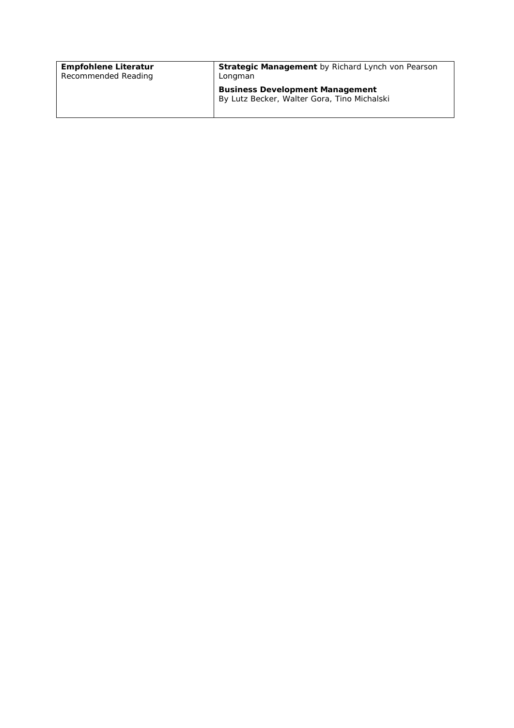| | |
|---|---|
| **Empfohlene Literatur**<br>Recommended Reading | **Strategic Management** by Richard Lynch von Pearson Longman<br>**Business Development Management**<br>By Lutz Becker, Walter Gora, Tino Michalski |